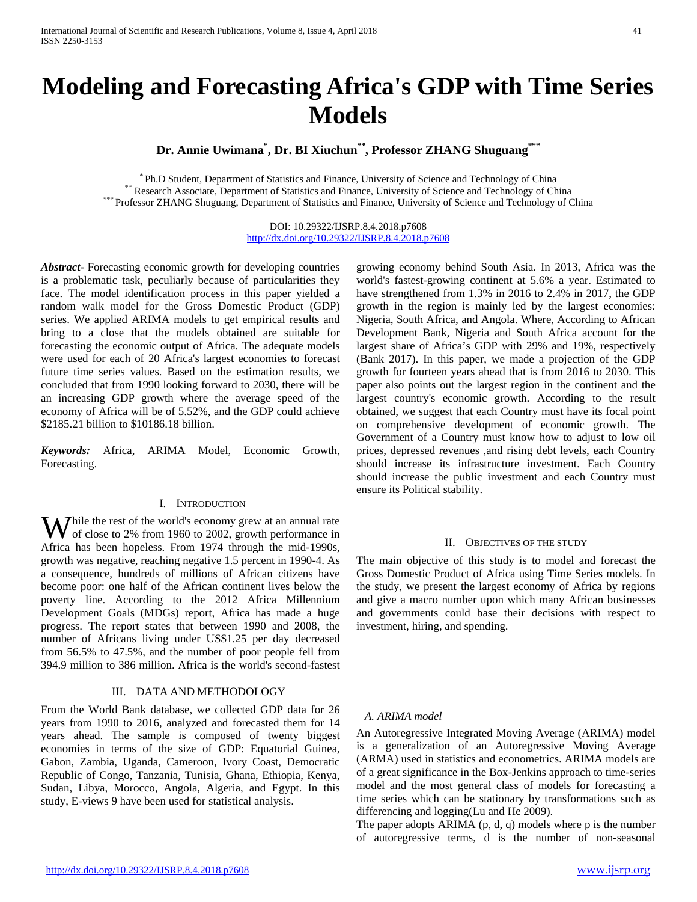# Modeling and Forecasting Africa's GDP with Time Series Models

**Dr. Annie Uwimana[*], Dr. BI Xiuchun[**], Professor ZHANG Shuguang[***]**

[*] Ph.D Student, Department of Statistics and Finance, University of Science and Technology of China
[**] Research Associate, Department of Statistics and Finance, University of Science and Technology of China
[***] Professor ZHANG Shuguang, Department of Statistics and Finance, University of Science and Technology of China

DOI: 10.29322/IJSRP.8.4.2018.p7608
http://dx.doi.org/10.29322/IJSRP.8.4.2018.p7608

***Abstract***- Forecasting economic growth for developing countries is a problematic task, peculiarly because of particularities they face. The model identification process in this paper yielded a random walk model for the Gross Domestic Product (GDP) series. We applied ARIMA models to get empirical results and bring to a close that the models obtained are suitable for forecasting the economic output of Africa. The adequate models were used for each of 20 Africa's largest economies to forecast future time series values. Based on the estimation results, we concluded that from 1990 looking forward to 2030, there will be an increasing GDP growth where the average speed of the economy of Africa will be of 5.52%, and the GDP could achieve \$2185.21 billion to \$10186.18 billion.

***Keywords:*** Africa, ARIMA Model, Economic Growth, Forecasting.

## I. Introduction

While the rest of the world's economy grew at an annual rate of close to 2% from 1960 to 2002, growth performance in Africa has been hopeless. From 1974 through the mid-1990s, growth was negative, reaching negative 1.5 percent in 1990-4. As a consequence, hundreds of millions of African citizens have become poor: one half of the African continent lives below the poverty line. According to the 2012 Africa Millennium Development Goals (MDGs) report, Africa has made a huge progress. The report states that between 1990 and 2008, the number of Africans living under US\$1.25 per day decreased from 56.5% to 47.5%, and the number of poor people fell from 394.9 million to 386 million. Africa is the world's second-fastest growing economy behind South Asia. In 2013, Africa was the world's fastest-growing continent at 5.6% a year. Estimated to have strengthened from 1.3% in 2016 to 2.4% in 2017, the GDP growth in the region is mainly led by the largest economies: Nigeria, South Africa, and Angola. Where, According to African Development Bank, Nigeria and South Africa account for the largest share of Africa's GDP with 29% and 19%, respectively (Bank 2017). In this paper, we made a projection of the GDP growth for fourteen years ahead that is from 2016 to 2030. This paper also points out the largest region in the continent and the largest country's economic growth. According to the result obtained, we suggest that each Country must have its focal point on comprehensive development of economic growth. The Government of a Country must know how to adjust to low oil prices, depressed revenues ,and rising debt levels, each Country should increase its infrastructure investment. Each Country should increase the public investment and each Country must ensure its Political stability.

## II. Objectives of the Study

The main objective of this study is to model and forecast the Gross Domestic Product of Africa using Time Series models. In the study, we present the largest economy of Africa by regions and give a macro number upon which many African businesses and governments could base their decisions with respect to investment, hiring, and spending.

## III. Data and Methodology

From the World Bank database, we collected GDP data for 26 years from 1990 to 2016, analyzed and forecasted them for 14 years ahead. The sample is composed of twenty biggest economies in terms of the size of GDP: Equatorial Guinea, Gabon, Zambia, Uganda, Cameroon, Ivory Coast, Democratic Republic of Congo, Tanzania, Tunisia, Ghana, Ethiopia, Kenya, Sudan, Libya, Morocco, Angola, Algeria, and Egypt. In this study, E-views 9 have been used for statistical analysis.

### *A. ARIMA model*

An Autoregressive Integrated Moving Average (ARIMA) model is a generalization of an Autoregressive Moving Average (ARMA) used in statistics and econometrics. ARIMA models are of a great significance in the Box-Jenkins approach to time-series model and the most general class of models for forecasting a time series which can be stationary by transformations such as differencing and logging(Lu and He 2009).

The paper adopts ARIMA (p, d, q) models where p is the number of autoregressive terms, d is the number of non-seasonal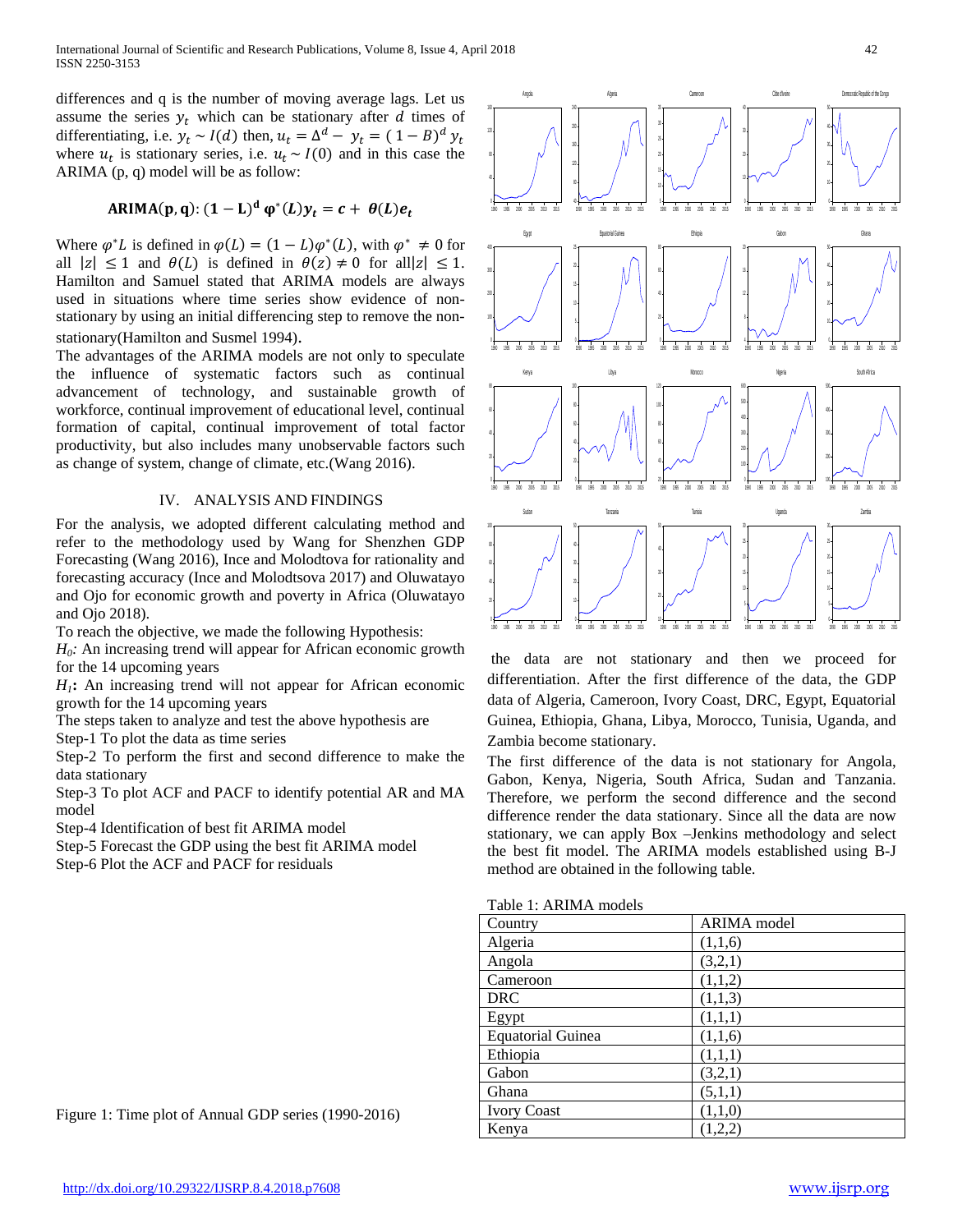differences and q is the number of moving average lags. Let us assume the series $y_t$ which can be stationary after $d$ times of differentiating, i.e. $y_t \sim I(d)$ then, $u_t = \Delta^d - y_t = (1-B)^d y_t$ where $u_t$ is stationary series, i.e. $u_t \sim I(0)$ and in this case the ARIMA (p, q) model will be as follow:

$$\mathbf{ARIMA(p, q)}: (1 - L)^d \varphi^*(L) y_t = c + \theta(L) e_t$$

Where $\varphi^* L$ is defined in $\varphi(L) = (1 - L)\varphi^*(L)$, with $\varphi^* \neq 0$ for all $|z| \leq 1$ and $\theta(L)$ is defined in $\theta(z) \neq 0$ for all$|z| \leq 1$. Hamilton and Samuel stated that ARIMA models are always used in situations where time series show evidence of non-stationary by using an initial differencing step to remove the non-stationary(Hamilton and Susmel 1994).

The advantages of the ARIMA models are not only to speculate the influence of systematic factors such as continual advancement of technology, and sustainable growth of workforce, continual improvement of educational level, continual formation of capital, continual improvement of total factor productivity, but also includes many unobservable factors such as change of system, change of climate, etc.(Wang 2016).

## IV. ANALYSIS AND FINDINGS

For the analysis, we adopted different calculating method and refer to the methodology used by Wang for Shenzhen GDP Forecasting (Wang 2016), Ince and Molodtova for rationality and forecasting accuracy (Ince and Molodtsova 2017) and Oluwatayo and Ojo for economic growth and poverty in Africa (Oluwatayo and Ojo 2018).

To reach the objective, we made the following Hypothesis:

*$H_0$:* An increasing trend will appear for African economic growth for the 14 upcoming years

*$H_1$*: An increasing trend will not appear for African economic growth for the 14 upcoming years

The steps taken to analyze and test the above hypothesis are

Step-1 To plot the data as time series

Step-2 To perform the first and second difference to make the data stationary

Step-3 To plot ACF and PACF to identify potential AR and MA model

Step-4 Identification of best fit ARIMA model

Step-5 Forecast the GDP using the best fit ARIMA model

Step-6 Plot the ACF and PACF for residuals

Figure 1: Time plot of Annual GDP series (1990-2016)

the data are not stationary and then we proceed for differentiation. After the first difference of the data, the GDP data of Algeria, Cameroon, Ivory Coast, DRC, Egypt, Equatorial Guinea, Ethiopia, Ghana, Libya, Morocco, Tunisia, Uganda, and Zambia become stationary.

The first difference of the data is not stationary for Angola, Gabon, Kenya, Nigeria, South Africa, Sudan and Tanzania. Therefore, we perform the second difference and the second difference render the data stationary. Since all the data are now stationary, we can apply Box –Jenkins methodology and select the best fit model. The ARIMA models established using B-J method are obtained in the following table.

Table 1: ARIMA models

| Country | ARIMA model |
|---|---|
| Algeria | (1,1,6) |
| Angola | (3,2,1) |
| Cameroon | (1,1,2) |
| DRC | (1,1,3) |
| Egypt | (1,1,1) |
| Equatorial Guinea | (1,1,6) |
| Ethiopia | (1,1,1) |
| Gabon | (3,2,1) |
| Ghana | (5,1,1) |
| Ivory Coast | (1,1,0) |
| Kenya | (1,2,2) |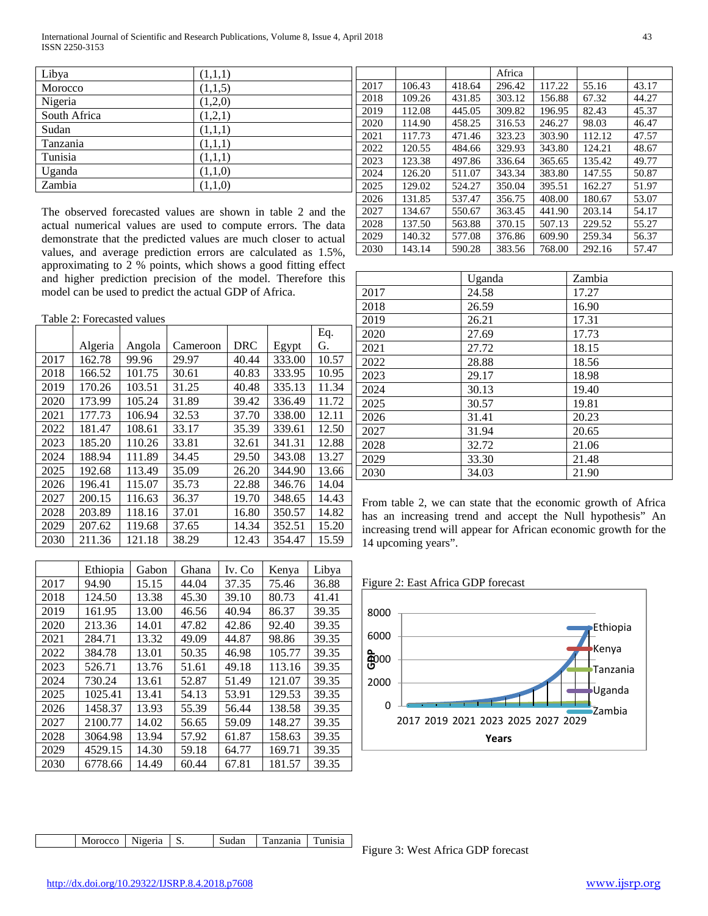| Libya | (1,1,1) |
|---|---|
| Morocco | (1,1,5) |
| Nigeria | (1,2,0) |
| South Africa | (1,2,1) |
| Sudan | (1,1,1) |
| Tanzania | (1,1,1) |
| Tunisia | (1,1,1) |
| Uganda | (1,1,0) |
| Zambia | (1,1,0) |

The observed forecasted values are shown in table 2 and the actual numerical values are used to compute errors. The data demonstrate that the predicted values are much closer to actual values, and average prediction errors are calculated as 1.5%, approximating to 2 % points, which shows a good fitting effect and higher prediction precision of the model. Therefore this model can be used to predict the actual GDP of Africa.

Table 2: Forecasted values

| | Algeria | Angola | Cameroon | DRC | Egypt | Eq. G. |
|---|---|---|---|---|---|---|
| 2017 | 162.78 | 99.96 | 29.97 | 40.44 | 333.00 | 10.57 |
| 2018 | 166.52 | 101.75 | 30.61 | 40.83 | 333.95 | 10.95 |
| 2019 | 170.26 | 103.51 | 31.25 | 40.48 | 335.13 | 11.34 |
| 2020 | 173.99 | 105.24 | 31.89 | 39.42 | 336.49 | 11.72 |
| 2021 | 177.73 | 106.94 | 32.53 | 37.70 | 338.00 | 12.11 |
| 2022 | 181.47 | 108.61 | 33.17 | 35.39 | 339.61 | 12.50 |
| 2023 | 185.20 | 110.26 | 33.81 | 32.61 | 341.31 | 12.88 |
| 2024 | 188.94 | 111.89 | 34.45 | 29.50 | 343.08 | 13.27 |
| 2025 | 192.68 | 113.49 | 35.09 | 26.20 | 344.90 | 13.66 |
| 2026 | 196.41 | 115.07 | 35.73 | 22.88 | 346.76 | 14.04 |
| 2027 | 200.15 | 116.63 | 36.37 | 19.70 | 348.65 | 14.43 |
| 2028 | 203.89 | 118.16 | 37.01 | 16.80 | 350.57 | 14.82 |
| 2029 | 207.62 | 119.68 | 37.65 | 14.34 | 352.51 | 15.20 |
| 2030 | 211.36 | 121.18 | 38.29 | 12.43 | 354.47 | 15.59 |

| | Ethiopia | Gabon | Ghana | Iv. Co | Kenya | Libya |
|---|---|---|---|---|---|---|
| 2017 | 94.90 | 15.15 | 44.04 | 37.35 | 75.46 | 36.88 |
| 2018 | 124.50 | 13.38 | 45.30 | 39.10 | 80.73 | 41.41 |
| 2019 | 161.95 | 13.00 | 46.56 | 40.94 | 86.37 | 39.35 |
| 2020 | 213.36 | 14.01 | 47.82 | 42.86 | 92.40 | 39.35 |
| 2021 | 284.71 | 13.32 | 49.09 | 44.87 | 98.86 | 39.35 |
| 2022 | 384.78 | 13.01 | 50.35 | 46.98 | 105.77 | 39.35 |
| 2023 | 526.71 | 13.76 | 51.61 | 49.18 | 113.16 | 39.35 |
| 2024 | 730.24 | 13.61 | 52.87 | 51.49 | 121.07 | 39.35 |
| 2025 | 1025.41 | 13.41 | 54.13 | 53.91 | 129.53 | 39.35 |
| 2026 | 1458.37 | 13.93 | 55.39 | 56.44 | 138.58 | 39.35 |
| 2027 | 2100.77 | 14.02 | 56.65 | 59.09 | 148.27 | 39.35 |
| 2028 | 3064.98 | 13.94 | 57.92 | 61.87 | 158.63 | 39.35 |
| 2029 | 4529.15 | 14.30 | 59.18 | 64.77 | 169.71 | 39.35 |
| 2030 | 6778.66 | 14.49 | 60.44 | 67.81 | 181.57 | 39.35 |

| | Morocco | Nigeria | S. Africa | Sudan | Tanzania | Tunisia |
|---|---|---|---|---|---|---|
| 2017 | 106.43 | 418.64 | 296.42 | 117.22 | 55.16 | 43.17 |
| 2018 | 109.26 | 431.85 | 303.12 | 156.88 | 67.32 | 44.27 |
| 2019 | 112.08 | 445.05 | 309.82 | 196.95 | 82.43 | 45.37 |
| 2020 | 114.90 | 458.25 | 316.53 | 246.27 | 98.03 | 46.47 |
| 2021 | 117.73 | 471.46 | 323.23 | 303.90 | 112.12 | 47.57 |
| 2022 | 120.55 | 484.66 | 329.93 | 343.80 | 124.21 | 48.67 |
| 2023 | 123.38 | 497.86 | 336.64 | 365.65 | 135.42 | 49.77 |
| 2024 | 126.20 | 511.07 | 343.34 | 383.80 | 147.55 | 50.87 |
| 2025 | 129.02 | 524.27 | 350.04 | 395.51 | 162.27 | 51.97 |
| 2026 | 131.85 | 537.47 | 356.75 | 408.00 | 180.67 | 53.07 |
| 2027 | 134.67 | 550.67 | 363.45 | 441.90 | 203.14 | 54.17 |
| 2028 | 137.50 | 563.88 | 370.15 | 507.13 | 229.52 | 55.27 |
| 2029 | 140.32 | 577.08 | 376.86 | 609.90 | 259.34 | 56.37 |
| 2030 | 143.14 | 590.28 | 383.56 | 768.00 | 292.16 | 57.47 |

| | Uganda | Zambia |
|---|---|---|
| 2017 | 24.58 | 17.27 |
| 2018 | 26.59 | 16.90 |
| 2019 | 26.21 | 17.31 |
| 2020 | 27.69 | 17.73 |
| 2021 | 27.72 | 18.15 |
| 2022 | 28.88 | 18.56 |
| 2023 | 29.17 | 18.98 |
| 2024 | 30.13 | 19.40 |
| 2025 | 30.57 | 19.81 |
| 2026 | 31.41 | 20.23 |
| 2027 | 31.94 | 20.65 |
| 2028 | 32.72 | 21.06 |
| 2029 | 33.30 | 21.48 |
| 2030 | 34.03 | 21.90 |

From table 2, we can state that the economic growth of Africa has an increasing trend and accept the Null hypothesis" An increasing trend will appear for African economic growth for the 14 upcoming years".

Figure 2: East Africa GDP forecast

Figure 3: West Africa GDP forecast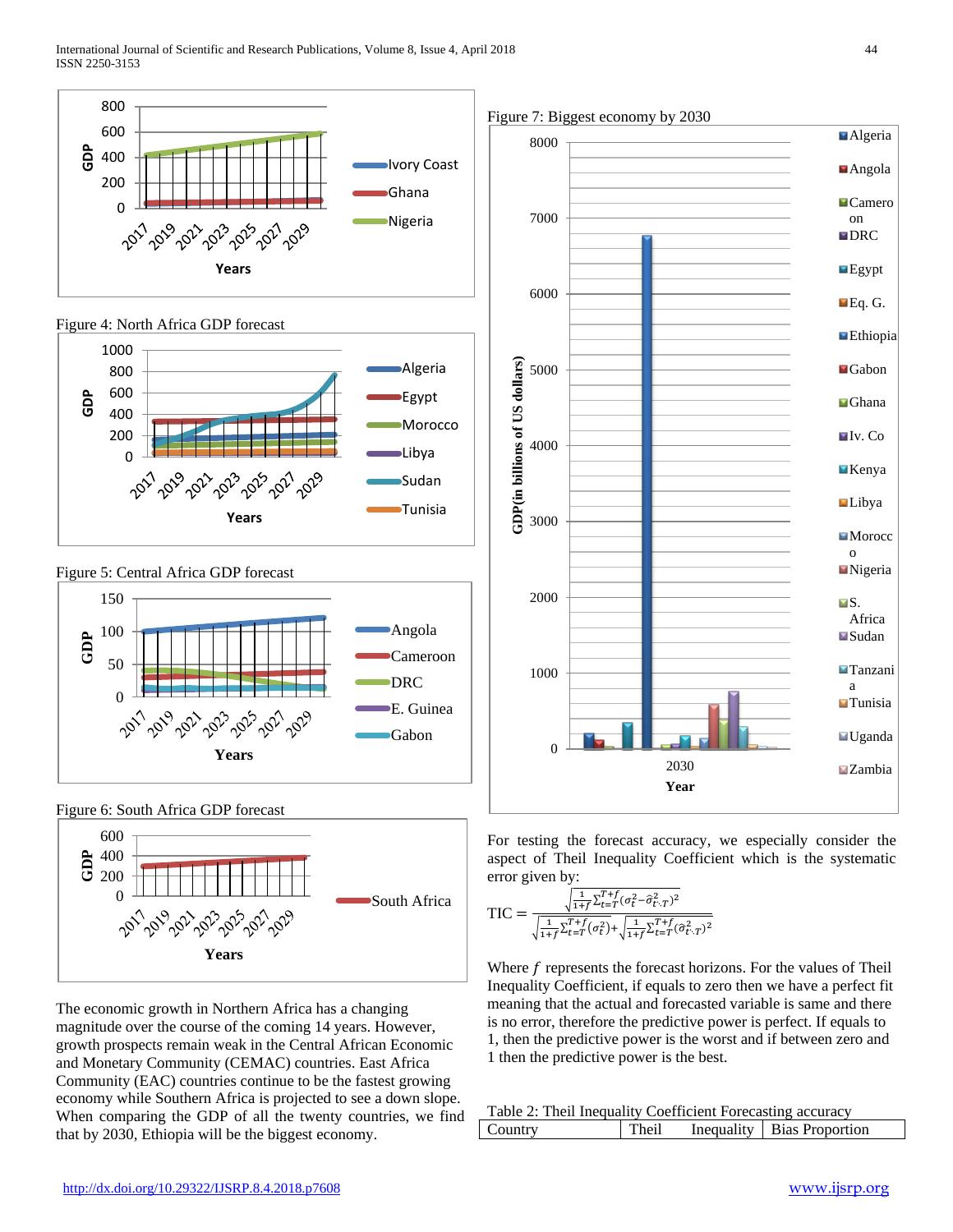Figure 4: North Africa GDP forecast

Figure 5: Central Africa GDP forecast

Figure 6: South Africa GDP forecast

The economic growth in Northern Africa has a changing magnitude over the course of the coming 14 years. However, growth prospects remain weak in the Central African Economic and Monetary Community (CEMAC) countries. East Africa Community (EAC) countries continue to be the fastest growing economy while Southern Africa is projected to see a down slope. When comparing the GDP of all the twenty countries, we find that by 2030, Ethiopia will be the biggest economy.

Figure 7: Biggest economy by 2030

For testing the forecast accuracy, we especially consider the aspect of Theil Inequality Coefficient which is the systematic error given by:

$$\text{TIC} = \frac{\sqrt{\frac{1}{1+f}\sum_{t=T}^{T+f}(\sigma_t^2 - \hat{\sigma}_{t\cdot T}^2)^2}}{\sqrt{\frac{1}{1+f}\sum_{t=T}^{T+f}(\sigma_t^2)} + \sqrt{\frac{1}{1+f}\sum_{t=T}^{T+f}(\hat{\sigma}_{t\cdot T}^2)^2}}$$

Where $f$ represents the forecast horizons. For the values of Theil Inequality Coefficient, if equals to zero then we have a perfect fit meaning that the actual and forecasted variable is same and there is no error, therefore the predictive power is perfect. If equals to 1, then the predictive power is the worst and if between zero and 1 then the predictive power is the best.

Table 2: Theil Inequality Coefficient Forecasting accuracy

| Country | Theil Inequality | Bias Proportion |
|---|---|---|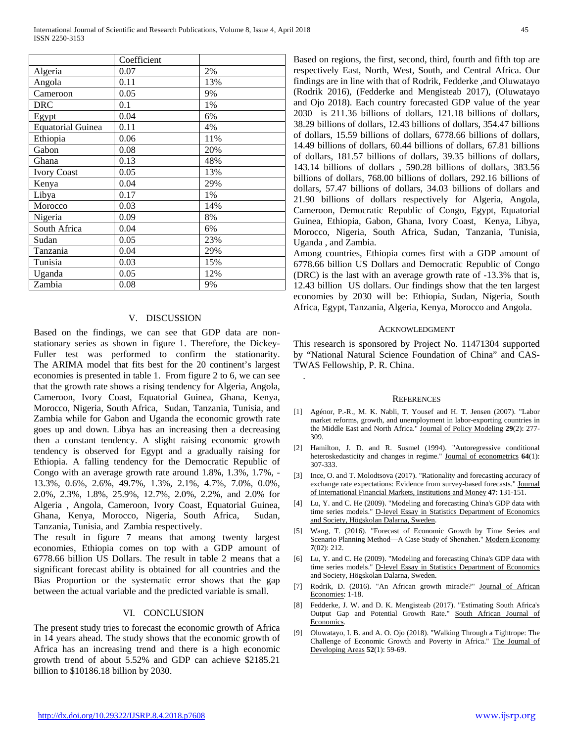|  | Coefficient |  |
| --- | --- | --- |
| Algeria | 0.07 | 2% |
| Angola | 0.11 | 13% |
| Cameroon | 0.05 | 9% |
| DRC | 0.1 | 1% |
| Egypt | 0.04 | 6% |
| Equatorial Guinea | 0.11 | 4% |
| Ethiopia | 0.06 | 11% |
| Gabon | 0.08 | 20% |
| Ghana | 0.13 | 48% |
| Ivory Coast | 0.05 | 13% |
| Kenya | 0.04 | 29% |
| Libya | 0.17 | 1% |
| Morocco | 0.03 | 14% |
| Nigeria | 0.09 | 8% |
| South Africa | 0.04 | 6% |
| Sudan | 0.05 | 23% |
| Tanzania | 0.04 | 29% |
| Tunisia | 0.03 | 15% |
| Uganda | 0.05 | 12% |
| Zambia | 0.08 | 9% |

## V. Discussion

Based on the findings, we can see that GDP data are non-stationary series as shown in figure 1. Therefore, the Dickey-Fuller test was performed to confirm the stationarity. The ARIMA model that fits best for the 20 continent's largest economies is presented in table 1. From figure 2 to 6, we can see that the growth rate shows a rising tendency for Algeria, Angola, Cameroon, Ivory Coast, Equatorial Guinea, Ghana, Kenya, Morocco, Nigeria, South Africa, Sudan, Tanzania, Tunisia, and Zambia while for Gabon and Uganda the economic growth rate goes up and down. Libya has an increasing then a decreasing then a constant tendency. A slight raising economic growth tendency is observed for Egypt and a gradually raising for Ethiopia. A falling tendency for the Democratic Republic of Congo with an average growth rate around 1.8%, 1.3%, 1.7%, -13.3%, 0.6%, 2.6%, 49.7%, 1.3%, 2.1%, 4.7%, 7.0%, 0.0%, 2.0%, 2.3%, 1.8%, 25.9%, 12.7%, 2.0%, 2.2%, and 2.0% for Algeria , Angola, Cameroon, Ivory Coast, Equatorial Guinea, Ghana, Kenya, Morocco, Nigeria, South Africa, Sudan, Tanzania, Tunisia, and Zambia respectively.

The result in figure 7 means that among twenty largest economies, Ethiopia comes on top with a GDP amount of 6778.66 billion US Dollars. The result in table 2 means that a significant forecast ability is obtained for all countries and the Bias Proportion or the systematic error shows that the gap between the actual variable and the predicted variable is small.

## VI. Conclusion

The present study tries to forecast the economic growth of Africa in 14 years ahead. The study shows that the economic growth of Africa has an increasing trend and there is a high economic growth trend of about 5.52% and GDP can achieve \$2185.21 billion to \$10186.18 billion by 2030.

Based on regions, the first, second, third, fourth and fifth top are respectively East, North, West, South, and Central Africa. Our findings are in line with that of Rodrik, Fedderke ,and Oluwatayo (Rodrik 2016), (Fedderke and Mengisteab 2017), (Oluwatayo and Ojo 2018). Each country forecasted GDP value of the year 2030 is 211.36 billions of dollars, 121.18 billions of dollars, 38.29 billions of dollars, 12.43 billions of dollars, 354.47 billions of dollars, 15.59 billions of dollars, 6778.66 billions of dollars, 14.49 billions of dollars, 60.44 billions of dollars, 67.81 billions of dollars, 181.57 billions of dollars, 39.35 billions of dollars, 143.14 billions of dollars , 590.28 billions of dollars, 383.56 billions of dollars, 768.00 billions of dollars, 292.16 billions of dollars, 57.47 billions of dollars, 34.03 billions of dollars and 21.90 billions of dollars respectively for Algeria, Angola, Cameroon, Democratic Republic of Congo, Egypt, Equatorial Guinea, Ethiopia, Gabon, Ghana, Ivory Coast, Kenya, Libya, Morocco, Nigeria, South Africa, Sudan, Tanzania, Tunisia, Uganda , and Zambia.

Among countries, Ethiopia comes first with a GDP amount of 6778.66 billion US Dollars and Democratic Republic of Congo (DRC) is the last with an average growth rate of -13.3% that is, 12.43 billion US dollars. Our findings show that the ten largest economies by 2030 will be: Ethiopia, Sudan, Nigeria, South Africa, Egypt, Tanzania, Algeria, Kenya, Morocco and Angola.

## Acknowledgment

This research is sponsored by Project No. 11471304 supported by "National Natural Science Foundation of China" and CAS-TWAS Fellowship, P. R. China.

## References

[1] Agénor, P.-R., M. K. Nabli, T. Yousef and H. T. Jensen (2007). "Labor market reforms, growth, and unemployment in labor-exporting countries in the Middle East and North Africa." Journal of Policy Modeling **29**(2): 277-309.

[2] Hamilton, J. D. and R. Susmel (1994). "Autoregressive conditional heteroskedasticity and changes in regime." Journal of econometrics **64**(1): 307-333.

[3] Ince, O. and T. Molodtsova (2017). "Rationality and forecasting accuracy of exchange rate expectations: Evidence from survey-based forecasts." Journal of International Financial Markets, Institutions and Money **47**: 131-151.

[4] Lu, Y. and C. He (2009). "Modeling and forecasting China's GDP data with time series models." D-level Essay in Statistics Department of Economics and Society, Högskolan Dalarna, Sweden.

[5] Wang, T. (2016). "Forecast of Economic Growth by Time Series and Scenario Planning Method—A Case Study of Shenzhen." Modern Economy **7**(02): 212.

[6] Lu, Y. and C. He (2009). "Modeling and forecasting China's GDP data with time series models." D-level Essay in Statistics Department of Economics and Society, Högskolan Dalarna, Sweden.

[7] Rodrik, D. (2016). "An African growth miracle?" Journal of African Economies: 1-18.

[8] Fedderke, J. W. and D. K. Mengisteab (2017). "Estimating South Africa's Output Gap and Potential Growth Rate." South African Journal of Economics.

[9] Oluwatayo, I. B. and A. O. Ojo (2018). "Walking Through a Tightrope: The Challenge of Economic Growth and Poverty in Africa." The Journal of Developing Areas **52**(1): 59-69.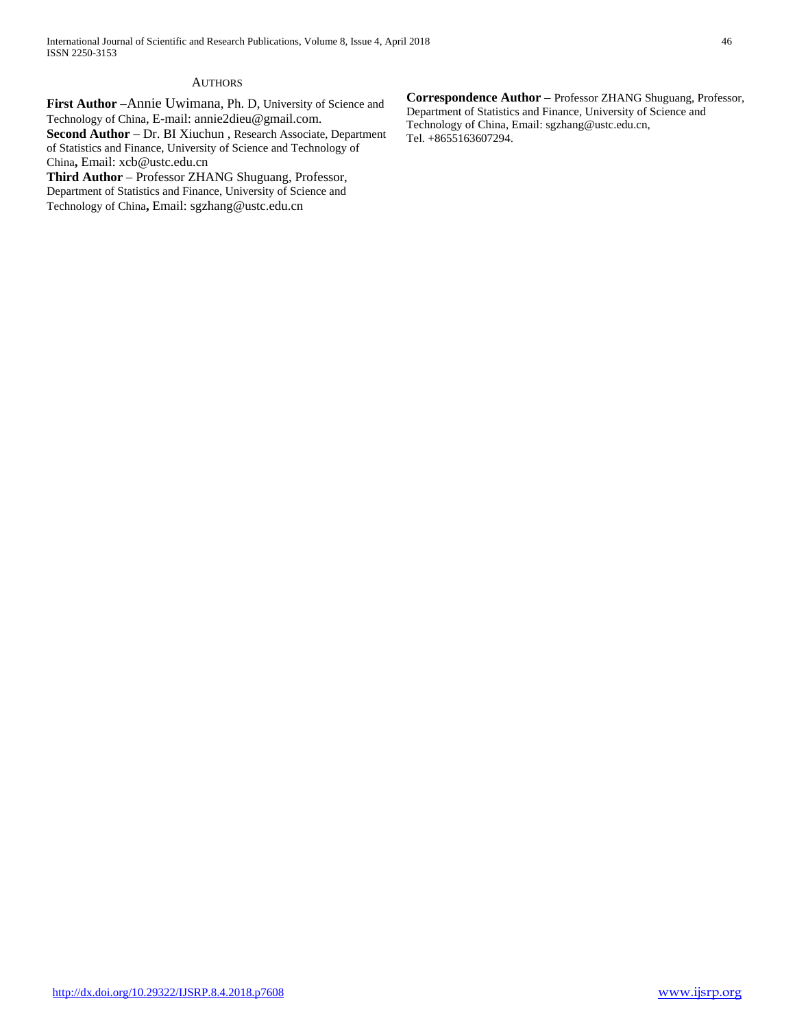## AUTHORS

**First Author** –Annie Uwimana, Ph. D, University of Science and Technology of China, E-mail: annie2dieu@gmail.com.

**Second Author** – Dr. BI Xiuchun , Research Associate, Department of Statistics and Finance, University of Science and Technology of China**,** Email: xcb@ustc.edu.cn

**Third Author** – Professor ZHANG Shuguang, Professor, Department of Statistics and Finance, University of Science and Technology of China**,** Email: sgzhang@ustc.edu.cn

**Correspondence Author** – Professor ZHANG Shuguang, Professor, Department of Statistics and Finance, University of Science and Technology of China, Email: sgzhang@ustc.edu.cn, Tel. +8655163607294.

http://dx.doi.org/10.29322/IJSRP.8.4.2018.p7608